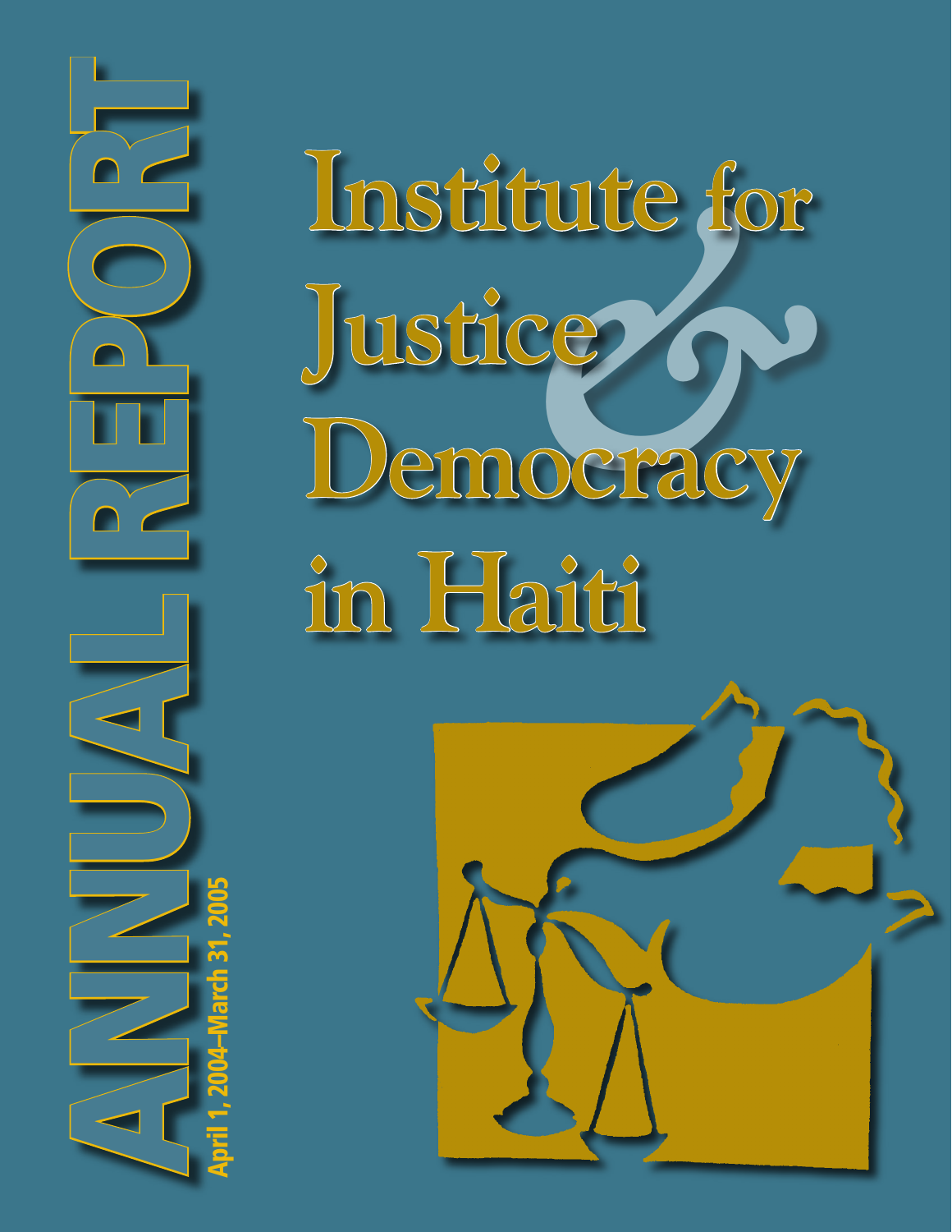# ANNUAL REPORT

April 1, 2004–March 31, 2005

# Institute for Justice & Democracy in Haiti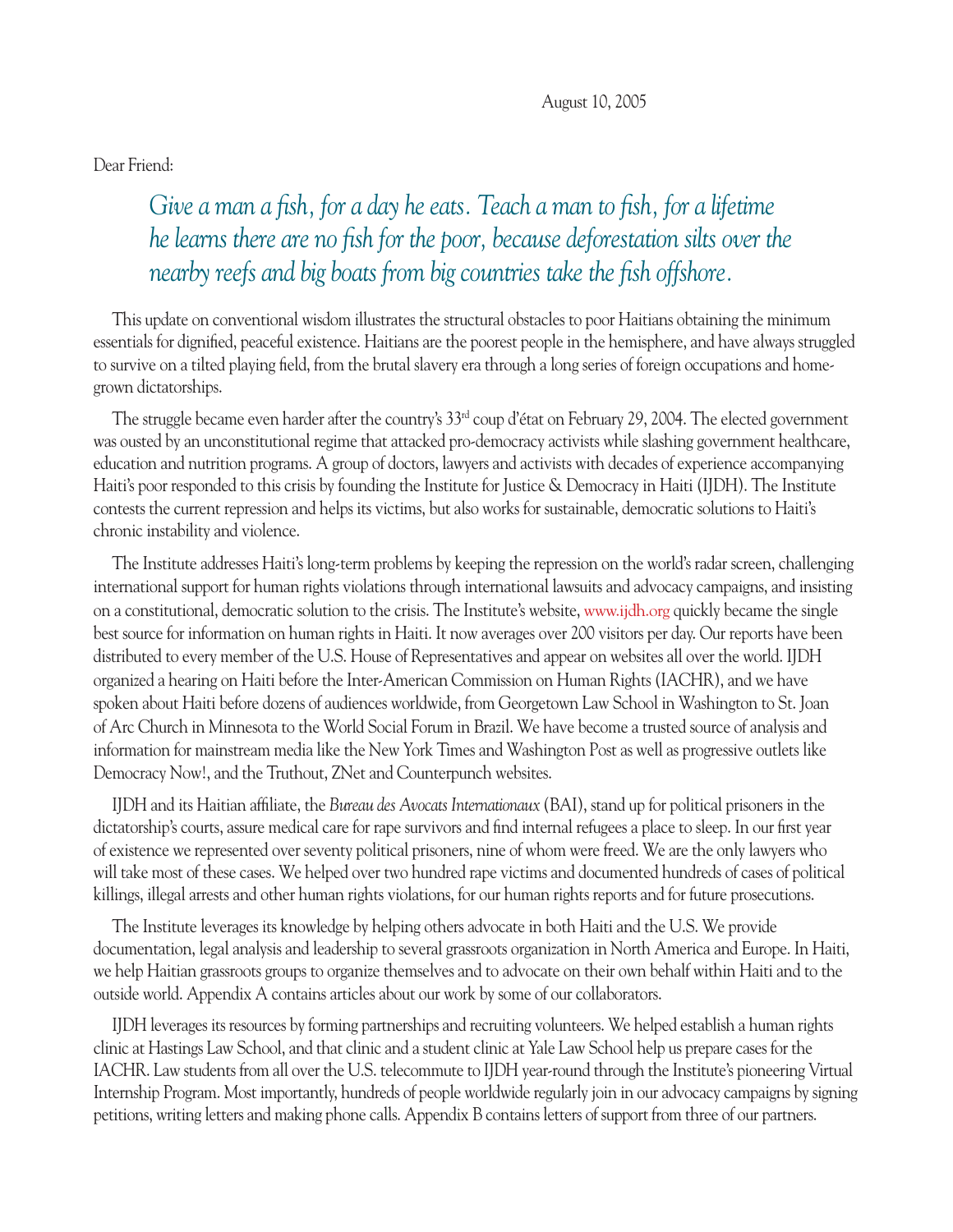August 10, 2005

Dear Friend:

*Give a man a fish, for a day he eats. Teach a man to fish, for a lifetime he learns there are no fish for the poor, because deforestation silts over the nearby reefs and big boats from big countries take the fish offshore.*

This update on conventional wisdom illustrates the structural obstacles to poor Haitians obtaining the minimum essentials for dignified, peaceful existence. Haitians are the poorest people in the hemisphere, and have always struggled to survive on a tilted playing field, from the brutal slavery era through a long series of foreign occupations and home-grown dictatorships.

The struggle became even harder after the country's 33rd coup d'état on February 29, 2004. The elected government was ousted by an unconstitutional regime that attacked pro-democracy activists while slashing government healthcare, education and nutrition programs. A group of doctors, lawyers and activists with decades of experience accompanying Haiti's poor responded to this crisis by founding the Institute for Justice & Democracy in Haiti (IJDH). The Institute contests the current repression and helps its victims, but also works for sustainable, democratic solutions to Haiti's chronic instability and violence.

The Institute addresses Haiti's long-term problems by keeping the repression on the world's radar screen, challenging international support for human rights violations through international lawsuits and advocacy campaigns, and insisting on a constitutional, democratic solution to the crisis. The Institute's website, www.ijdh.org quickly became the single best source for information on human rights in Haiti. It now averages over 200 visitors per day. Our reports have been distributed to every member of the U.S. House of Representatives and appear on websites all over the world. IJDH organized a hearing on Haiti before the Inter-American Commission on Human Rights (IACHR), and we have spoken about Haiti before dozens of audiences worldwide, from Georgetown Law School in Washington to St. Joan of Arc Church in Minnesota to the World Social Forum in Brazil. We have become a trusted source of analysis and information for mainstream media like the New York Times and Washington Post as well as progressive outlets like Democracy Now!, and the Truthout, ZNet and Counterpunch websites.

IJDH and its Haitian affiliate, the *Bureau des Avocats Internationaux* (BAI), stand up for political prisoners in the dictatorship's courts, assure medical care for rape survivors and find internal refugees a place to sleep. In our first year of existence we represented over seventy political prisoners, nine of whom were freed. We are the only lawyers who will take most of these cases. We helped over two hundred rape victims and documented hundreds of cases of political killings, illegal arrests and other human rights violations, for our human rights reports and for future prosecutions.

The Institute leverages its knowledge by helping others advocate in both Haiti and the U.S. We provide documentation, legal analysis and leadership to several grassroots organization in North America and Europe. In Haiti, we help Haitian grassroots groups to organize themselves and to advocate on their own behalf within Haiti and to the outside world. Appendix A contains articles about our work by some of our collaborators.

IJDH leverages its resources by forming partnerships and recruiting volunteers. We helped establish a human rights clinic at Hastings Law School, and that clinic and a student clinic at Yale Law School help us prepare cases for the IACHR. Law students from all over the U.S. telecommute to IJDH year-round through the Institute's pioneering Virtual Internship Program. Most importantly, hundreds of people worldwide regularly join in our advocacy campaigns by signing petitions, writing letters and making phone calls. Appendix B contains letters of support from three of our partners.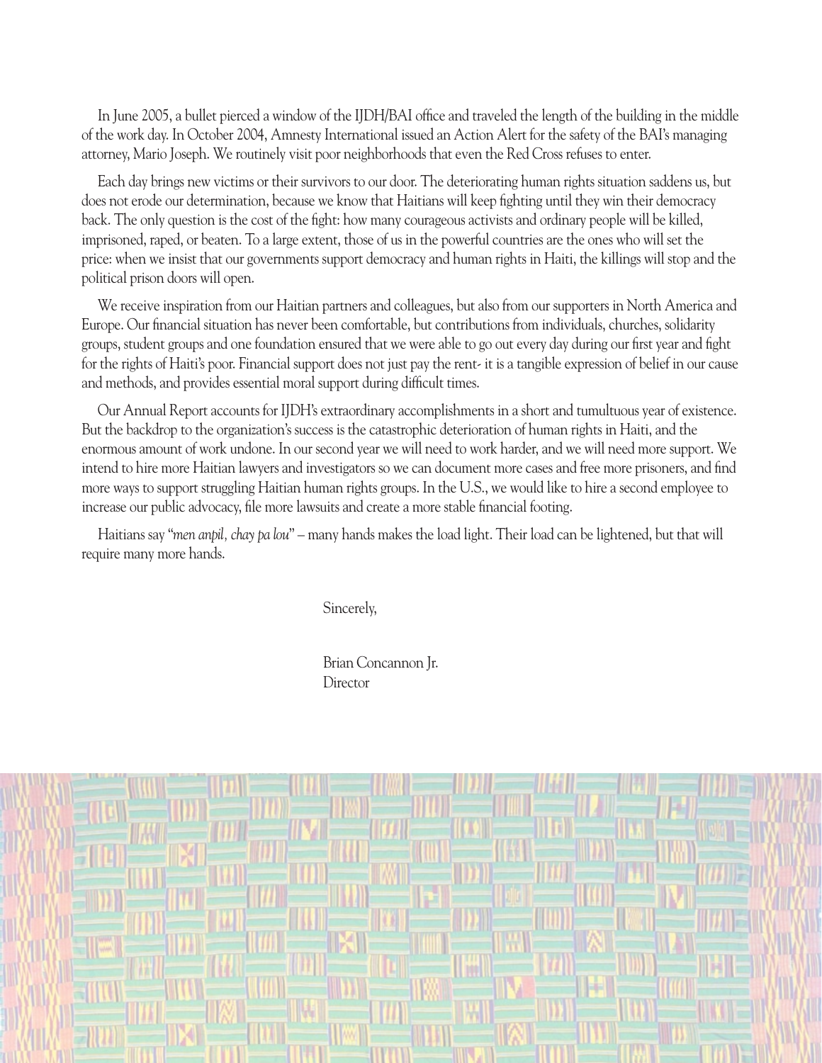In June 2005, a bullet pierced a window of the IJDH/BAI office and traveled the length of the building in the middle of the work day. In October 2004, Amnesty International issued an Action Alert for the safety of the BAI's managing attorney, Mario Joseph. We routinely visit poor neighborhoods that even the Red Cross refuses to enter.

Each day brings new victims or their survivors to our door. The deteriorating human rights situation saddens us, but does not erode our determination, because we know that Haitians will keep fighting until they win their democracy back. The only question is the cost of the fight: how many courageous activists and ordinary people will be killed, imprisoned, raped, or beaten. To a large extent, those of us in the powerful countries are the ones who will set the price: when we insist that our governments support democracy and human rights in Haiti, the killings will stop and the political prison doors will open.

We receive inspiration from our Haitian partners and colleagues, but also from our supporters in North America and Europe. Our financial situation has never been comfortable, but contributions from individuals, churches, solidarity groups, student groups and one foundation ensured that we were able to go out every day during our first year and fight for the rights of Haiti's poor. Financial support does not just pay the rent- it is a tangible expression of belief in our cause and methods, and provides essential moral support during difficult times.

Our Annual Report accounts for IJDH's extraordinary accomplishments in a short and tumultuous year of existence. But the backdrop to the organization's success is the catastrophic deterioration of human rights in Haiti, and the enormous amount of work undone. In our second year we will need to work harder, and we will need more support. We intend to hire more Haitian lawyers and investigators so we can document more cases and free more prisoners, and find more ways to support struggling Haitian human rights groups. In the U.S., we would like to hire a second employee to increase our public advocacy, file more lawsuits and create a more stable financial footing.

Haitians say "*men anpil, chay pa lou*" – many hands makes the load light. Their load can be lightened, but that will require many more hands.

Sincerely,

Brian Concannon Jr.
Director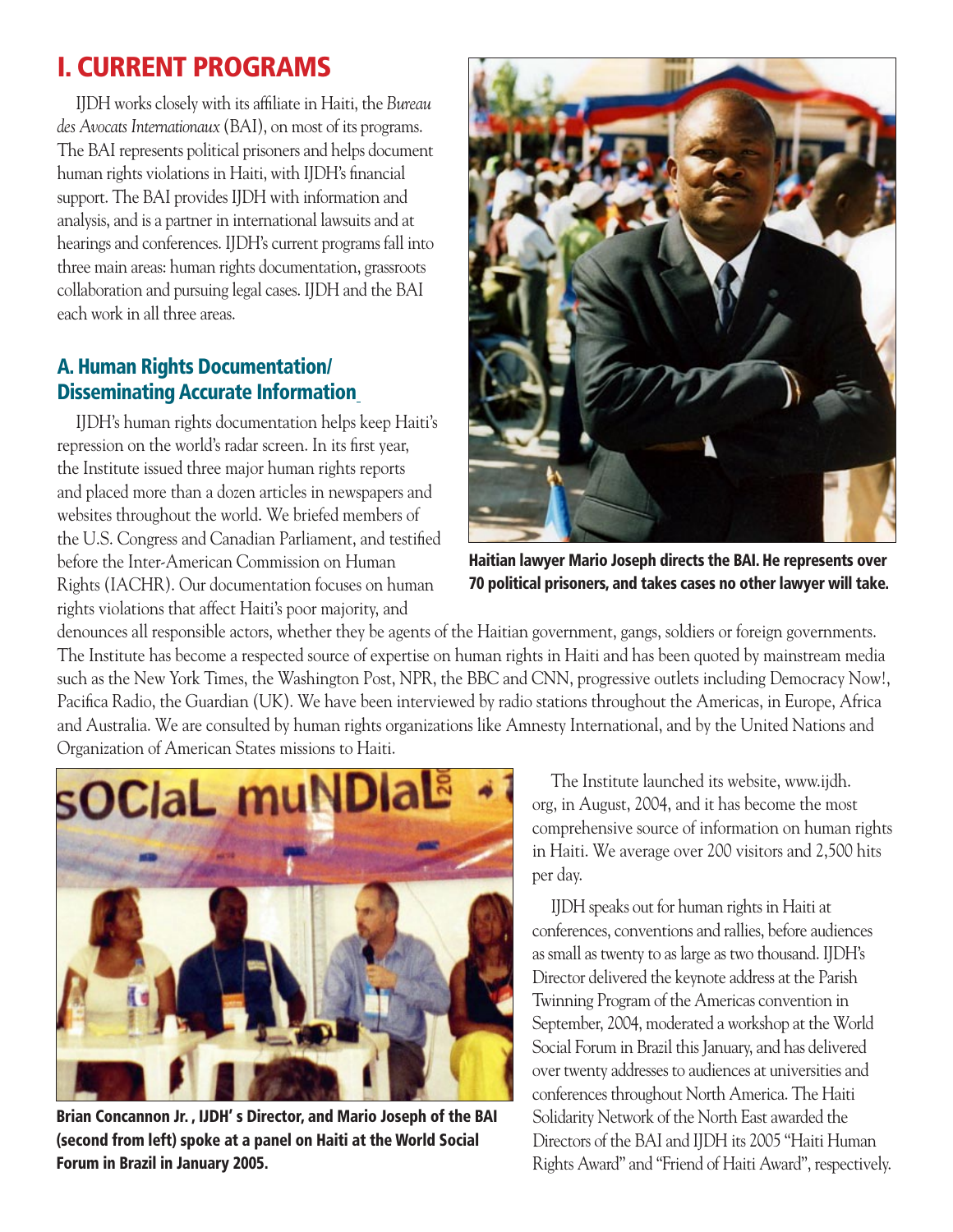# I. CURRENT PROGRAMS

IJDH works closely with its affiliate in Haiti, the *Bureau des Avocats Internationaux* (BAI), on most of its programs. The BAI represents political prisoners and helps document human rights violations in Haiti, with IJDH's financial support. The BAI provides IJDH with information and analysis, and is a partner in international lawsuits and at hearings and conferences. IJDH's current programs fall into three main areas: human rights documentation, grassroots collaboration and pursuing legal cases. IJDH and the BAI each work in all three areas.

## A. Human Rights Documentation/ Disseminating Accurate Information

IJDH's human rights documentation helps keep Haiti's repression on the world's radar screen. In its first year, the Institute issued three major human rights reports and placed more than a dozen articles in newspapers and websites throughout the world. We briefed members of the U.S. Congress and Canadian Parliament, and testified before the Inter-American Commission on Human Rights (IACHR). Our documentation focuses on human rights violations that affect Haiti's poor majority, and denounces all responsible actors, whether they be agents of the Haitian government, gangs, soldiers or foreign governments. The Institute has become a respected source of expertise on human rights in Haiti and has been quoted by mainstream media such as the New York Times, the Washington Post, NPR, the BBC and CNN, progressive outlets including Democracy Now!, Pacifica Radio, the Guardian (UK). We have been interviewed by radio stations throughout the Americas, in Europe, Africa and Australia. We are consulted by human rights organizations like Amnesty International, and by the United Nations and Organization of American States missions to Haiti.

**Haitian lawyer Mario Joseph directs the BAI. He represents over 70 political prisoners, and takes cases no other lawyer will take.**

The Institute launched its website, www.ijdh.org, in August, 2004, and it has become the most comprehensive source of information on human rights in Haiti. We average over 200 visitors and 2,500 hits per day.

IJDH speaks out for human rights in Haiti at conferences, conventions and rallies, before audiences as small as twenty to as large as two thousand. IJDH's Director delivered the keynote address at the Parish Twinning Program of the Americas convention in September, 2004, moderated a workshop at the World Social Forum in Brazil this January, and has delivered over twenty addresses to audiences at universities and conferences throughout North America. The Haiti Solidarity Network of the North East awarded the Directors of the BAI and IJDH its 2005 "Haiti Human Rights Award" and "Friend of Haiti Award", respectively.

**Brian Concannon Jr. , IJDH' s Director, and Mario Joseph of the BAI (second from left) spoke at a panel on Haiti at the World Social Forum in Brazil in January 2005.**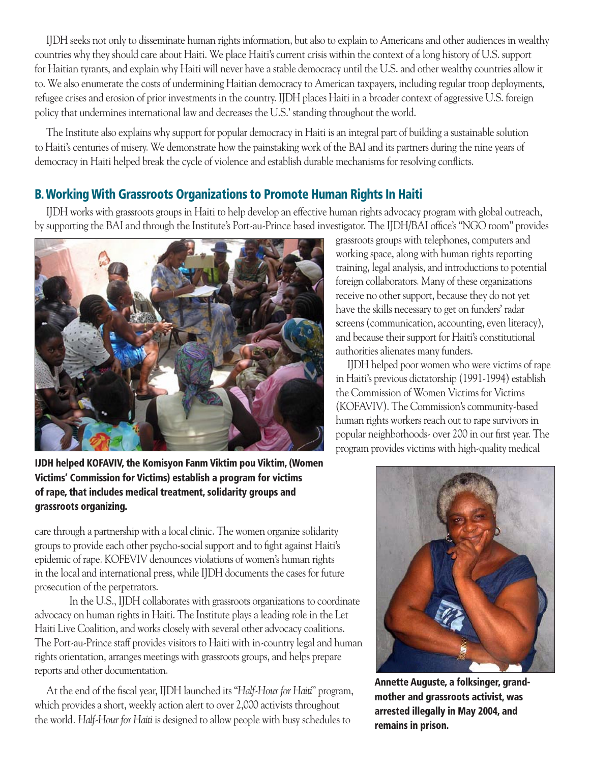IJDH seeks not only to disseminate human rights information, but also to explain to Americans and other audiences in wealthy countries why they should care about Haiti. We place Haiti's current crisis within the context of a long history of U.S. support for Haitian tyrants, and explain why Haiti will never have a stable democracy until the U.S. and other wealthy countries allow it to. We also enumerate the costs of undermining Haitian democracy to American taxpayers, including regular troop deployments, refugee crises and erosion of prior investments in the country. IJDH places Haiti in a broader context of aggressive U.S. foreign policy that undermines international law and decreases the U.S.' standing throughout the world.

The Institute also explains why support for popular democracy in Haiti is an integral part of building a sustainable solution to Haiti's centuries of misery. We demonstrate how the painstaking work of the BAI and its partners during the nine years of democracy in Haiti helped break the cycle of violence and establish durable mechanisms for resolving conflicts.

## B. Working With Grassroots Organizations to Promote Human Rights In Haiti

IJDH works with grassroots groups in Haiti to help develop an effective human rights advocacy program with global outreach, by supporting the BAI and through the Institute's Port-au-Prince based investigator. The IJDH/BAI office's "NGO room" provides grassroots groups with telephones, computers and working space, along with human rights reporting training, legal analysis, and introductions to potential foreign collaborators. Many of these organizations receive no other support, because they do not yet have the skills necessary to get on funders' radar screens (communication, accounting, even literacy), and because their support for Haiti's constitutional authorities alienates many funders.

**IJDH helped KOFAVIV, the Komisyon Fanm Viktim pou Viktim, (Women Victims' Commission for Victims) establish a program for victims of rape, that includes medical treatment, solidarity groups and grassroots organizing.**

IJDH helped poor women who were victims of rape in Haiti's previous dictatorship (1991-1994) establish the Commission of Women Victims for Victims (KOFAVIV). The Commission's community-based human rights workers reach out to rape survivors in popular neighborhoods- over 200 in our first year. The program provides victims with high-quality medical care through a partnership with a local clinic. The women organize solidarity groups to provide each other psycho-social support and to fight against Haiti's epidemic of rape. KOFEVIV denounces violations of women's human rights in the local and international press, while IJDH documents the cases for future prosecution of the perpetrators.

In the U.S., IJDH collaborates with grassroots organizations to coordinate advocacy on human rights in Haiti. The Institute plays a leading role in the Let Haiti Live Coalition, and works closely with several other advocacy coalitions. The Port-au-Prince staff provides visitors to Haiti with in-country legal and human rights orientation, arranges meetings with grassroots groups, and helps prepare reports and other documentation.

At the end of the fiscal year, IJDH launched its "*Half-Hour for Haiti*" program, which provides a short, weekly action alert to over 2,000 activists throughout the world. *Half-Hour for Haiti* is designed to allow people with busy schedules to

**Annette Auguste, a folksinger, grandmother and grassroots activist, was arrested illegally in May 2004, and remains in prison.**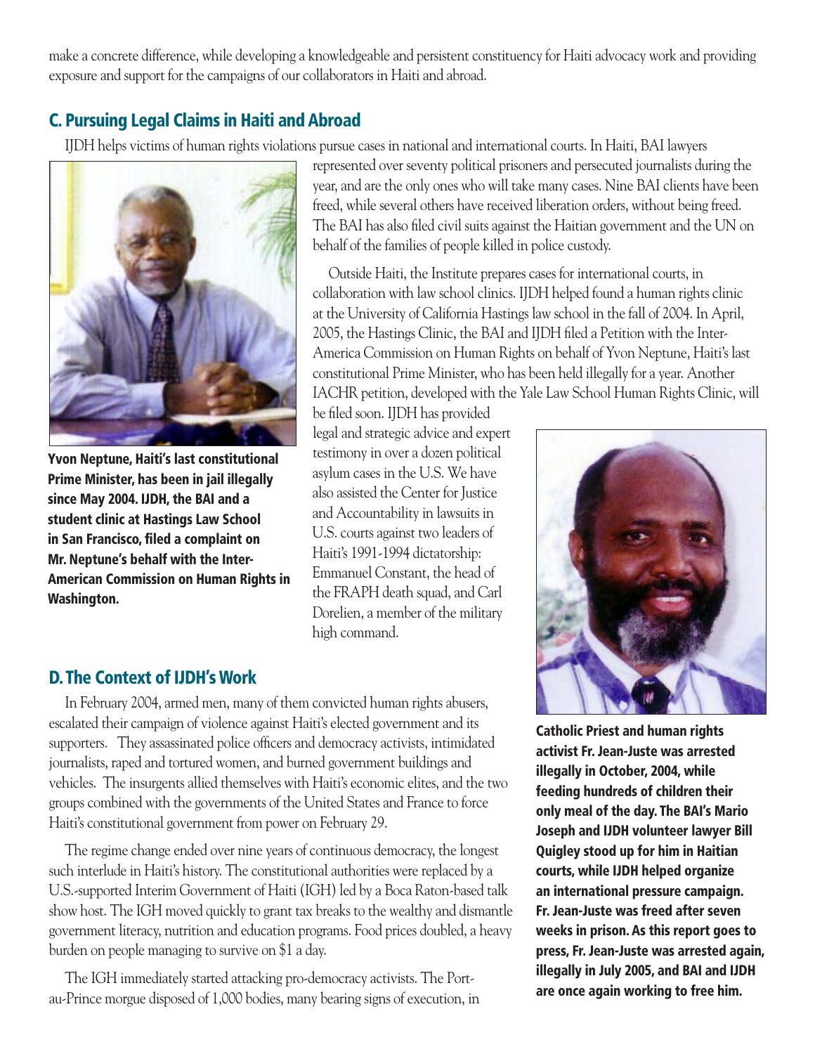make a concrete difference, while developing a knowledgeable and persistent constituency for Haiti advocacy work and providing exposure and support for the campaigns of our collaborators in Haiti and abroad.

## C. Pursuing Legal Claims in Haiti and Abroad

IJDH helps victims of human rights violations pursue cases in national and international courts. In Haiti, BAI lawyers represented over seventy political prisoners and persecuted journalists during the year, and are the only ones who will take many cases. Nine BAI clients have been freed, while several others have received liberation orders, without being freed. The BAI has also filed civil suits against the Haitian government and the UN on behalf of the families of people killed in police custody.

Outside Haiti, the Institute prepares cases for international courts, in collaboration with law school clinics. IJDH helped found a human rights clinic at the University of California Hastings law school in the fall of 2004. In April, 2005, the Hastings Clinic, the BAI and IJDH filed a Petition with the Inter-America Commission on Human Rights on behalf of Yvon Neptune, Haiti's last constitutional Prime Minister, who has been held illegally for a year. Another IACHR petition, developed with the Yale Law School Human Rights Clinic, will be filed soon. IJDH has provided legal and strategic advice and expert testimony in over a dozen political asylum cases in the U.S. We have also assisted the Center for Justice and Accountability in lawsuits in U.S. courts against two leaders of Haiti's 1991-1994 dictatorship: Emmanuel Constant, the head of the FRAPH death squad, and Carl Dorelien, a member of the military high command.

**Yvon Neptune, Haiti's last constitutional Prime Minister, has been in jail illegally since May 2004. IJDH, the BAI and a student clinic at Hastings Law School in San Francisco, filed a complaint on Mr. Neptune's behalf with the Inter-American Commission on Human Rights in Washington.**

## D. The Context of IJDH's Work

In February 2004, armed men, many of them convicted human rights abusers, escalated their campaign of violence against Haiti's elected government and its supporters. They assassinated police officers and democracy activists, intimidated journalists, raped and tortured women, and burned government buildings and vehicles. The insurgents allied themselves with Haiti's economic elites, and the two groups combined with the governments of the United States and France to force Haiti's constitutional government from power on February 29.

The regime change ended over nine years of continuous democracy, the longest such interlude in Haiti's history. The constitutional authorities were replaced by a U.S.-supported Interim Government of Haiti (IGH) led by a Boca Raton-based talk show host. The IGH moved quickly to grant tax breaks to the wealthy and dismantle government literacy, nutrition and education programs. Food prices doubled, a heavy burden on people managing to survive on $1 a day.

The IGH immediately started attacking pro-democracy activists. The Port-au-Prince morgue disposed of 1,000 bodies, many bearing signs of execution, in

**Catholic Priest and human rights activist Fr. Jean-Juste was arrested illegally in October, 2004, while feeding hundreds of children their only meal of the day. The BAI's Mario Joseph and IJDH volunteer lawyer Bill Quigley stood up for him in Haitian courts, while IJDH helped organize an international pressure campaign. Fr. Jean-Juste was freed after seven weeks in prison. As this report goes to press, Fr. Jean-Juste was arrested again, illegally in July 2005, and BAI and IJDH are once again working to free him.**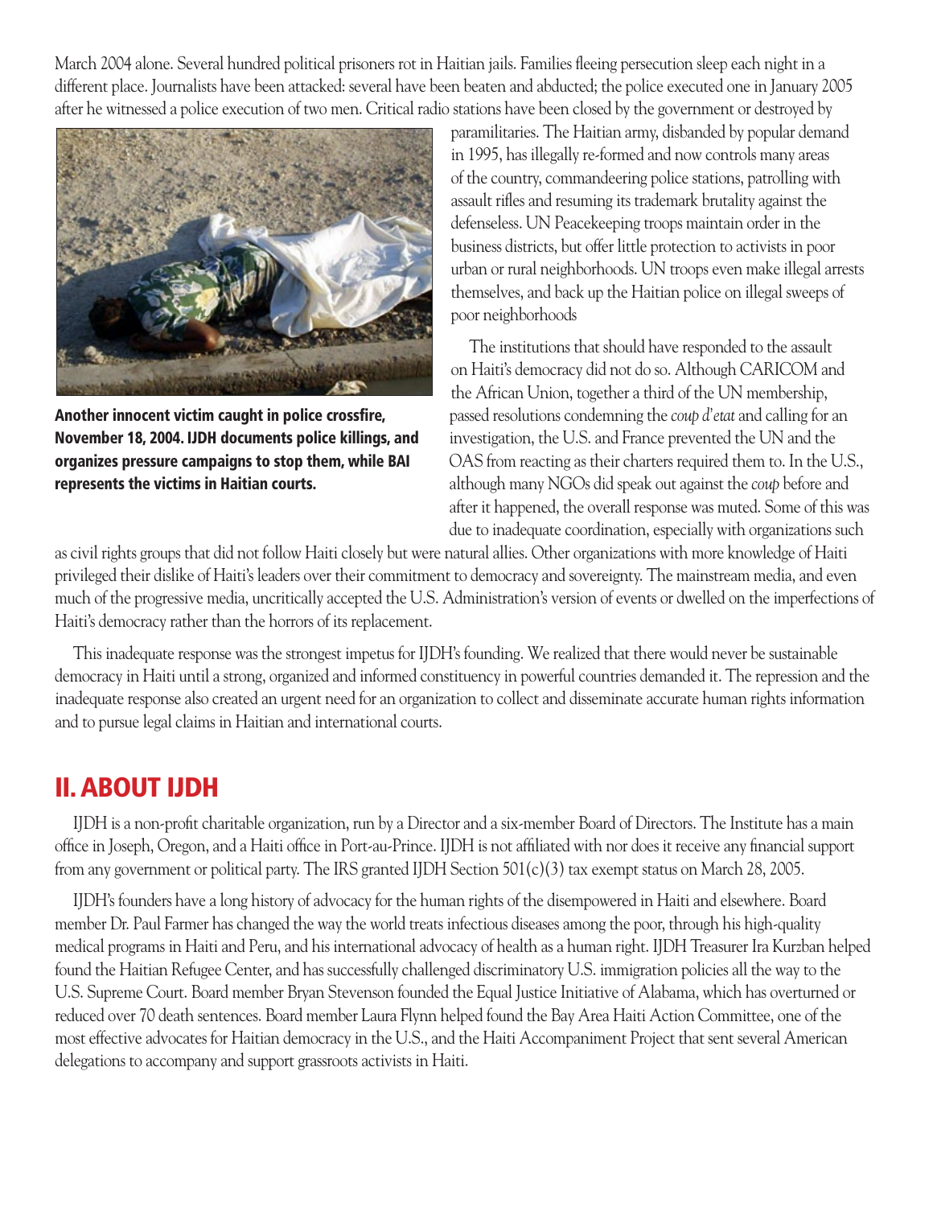March 2004 alone. Several hundred political prisoners rot in Haitian jails. Families fleeing persecution sleep each night in a different place. Journalists have been attacked: several have been beaten and abducted; the police executed one in January 2005 after he witnessed a police execution of two men. Critical radio stations have been closed by the government or destroyed by paramilitaries. The Haitian army, disbanded by popular demand in 1995, has illegally re-formed and now controls many areas of the country, commandeering police stations, patrolling with assault rifles and resuming its trademark brutality against the defenseless. UN Peacekeeping troops maintain order in the business districts, but offer little protection to activists in poor urban or rural neighborhoods. UN troops even make illegal arrests themselves, and back up the Haitian police on illegal sweeps of poor neighborhoods

**Another innocent victim caught in police crossfire, November 18, 2004. IJDH documents police killings, and organizes pressure campaigns to stop them, while BAI represents the victims in Haitian courts.**

The institutions that should have responded to the assault on Haiti's democracy did not do so. Although CARICOM and the African Union, together a third of the UN membership, passed resolutions condemning the *coup d'etat* and calling for an investigation, the U.S. and France prevented the UN and the OAS from reacting as their charters required them to. In the U.S., although many NGOs did speak out against the *coup* before and after it happened, the overall response was muted. Some of this was due to inadequate coordination, especially with organizations such as civil rights groups that did not follow Haiti closely but were natural allies. Other organizations with more knowledge of Haiti privileged their dislike of Haiti's leaders over their commitment to democracy and sovereignty. The mainstream media, and even much of the progressive media, uncritically accepted the U.S. Administration's version of events or dwelled on the imperfections of Haiti's democracy rather than the horrors of its replacement.

This inadequate response was the strongest impetus for IJDH's founding. We realized that there would never be sustainable democracy in Haiti until a strong, organized and informed constituency in powerful countries demanded it. The repression and the inadequate response also created an urgent need for an organization to collect and disseminate accurate human rights information and to pursue legal claims in Haitian and international courts.

## II. ABOUT IJDH

IJDH is a non-profit charitable organization, run by a Director and a six-member Board of Directors. The Institute has a main office in Joseph, Oregon, and a Haiti office in Port-au-Prince. IJDH is not affiliated with nor does it receive any financial support from any government or political party. The IRS granted IJDH Section 501(c)(3) tax exempt status on March 28, 2005.

IJDH's founders have a long history of advocacy for the human rights of the disempowered in Haiti and elsewhere. Board member Dr. Paul Farmer has changed the way the world treats infectious diseases among the poor, through his high-quality medical programs in Haiti and Peru, and his international advocacy of health as a human right. IJDH Treasurer Ira Kurzban helped found the Haitian Refugee Center, and has successfully challenged discriminatory U.S. immigration policies all the way to the U.S. Supreme Court. Board member Bryan Stevenson founded the Equal Justice Initiative of Alabama, which has overturned or reduced over 70 death sentences. Board member Laura Flynn helped found the Bay Area Haiti Action Committee, one of the most effective advocates for Haitian democracy in the U.S., and the Haiti Accompaniment Project that sent several American delegations to accompany and support grassroots activists in Haiti.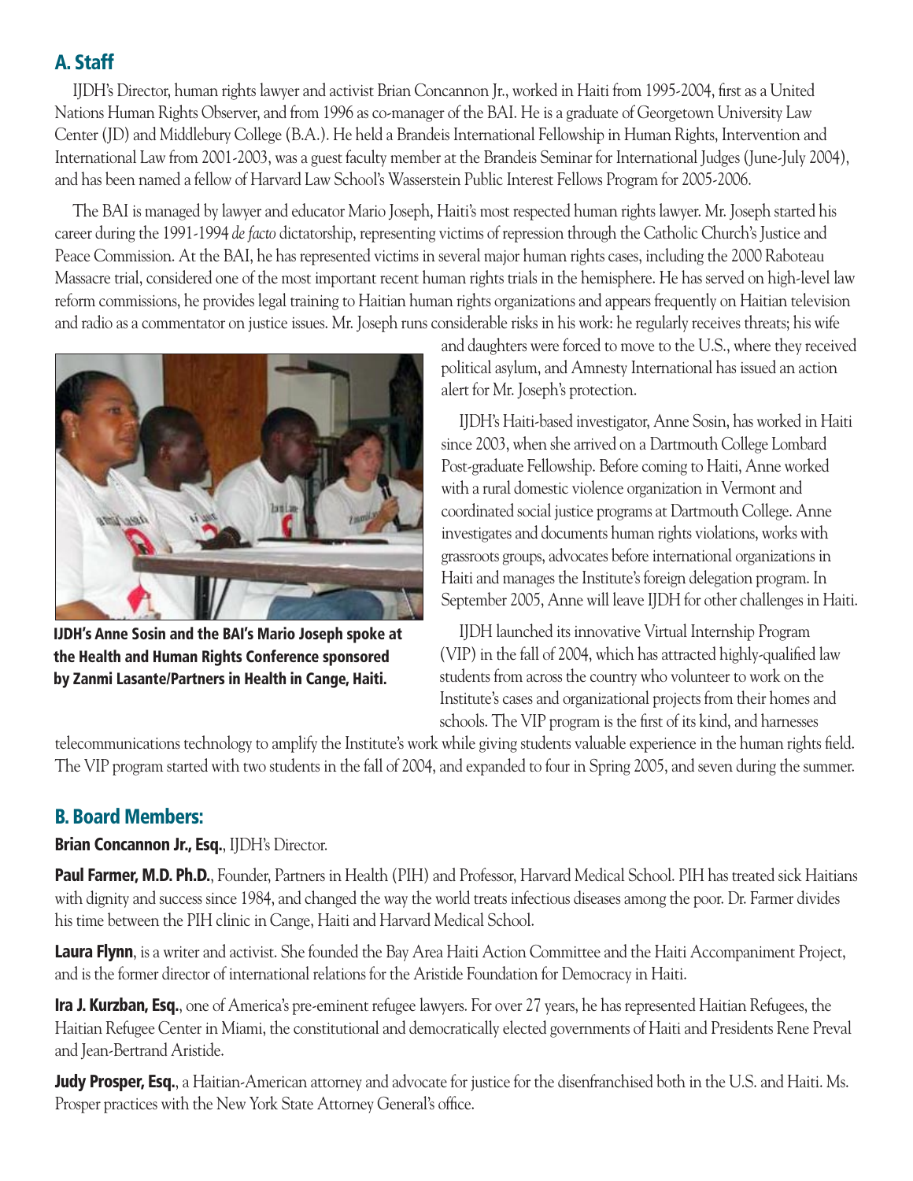## A. Staff

IJDH's Director, human rights lawyer and activist Brian Concannon Jr., worked in Haiti from 1995-2004, first as a United Nations Human Rights Observer, and from 1996 as co-manager of the BAI. He is a graduate of Georgetown University Law Center (JD) and Middlebury College (B.A.). He held a Brandeis International Fellowship in Human Rights, Intervention and International Law from 2001-2003, was a guest faculty member at the Brandeis Seminar for International Judges (June-July 2004), and has been named a fellow of Harvard Law School's Wasserstein Public Interest Fellows Program for 2005-2006.

The BAI is managed by lawyer and educator Mario Joseph, Haiti's most respected human rights lawyer. Mr. Joseph started his career during the 1991-1994 *de facto* dictatorship, representing victims of repression through the Catholic Church's Justice and Peace Commission. At the BAI, he has represented victims in several major human rights cases, including the 2000 Raboteau Massacre trial, considered one of the most important recent human rights trials in the hemisphere. He has served on high-level law reform commissions, he provides legal training to Haitian human rights organizations and appears frequently on Haitian television and radio as a commentator on justice issues. Mr. Joseph runs considerable risks in his work: he regularly receives threats; his wife and daughters were forced to move to the U.S., where they received political asylum, and Amnesty International has issued an action alert for Mr. Joseph's protection.

**IJDH's Anne Sosin and the BAI's Mario Joseph spoke at the Health and Human Rights Conference sponsored by Zanmi Lasante/Partners in Health in Cange, Haiti.**

IJDH's Haiti-based investigator, Anne Sosin, has worked in Haiti since 2003, when she arrived on a Dartmouth College Lombard Post-graduate Fellowship. Before coming to Haiti, Anne worked with a rural domestic violence organization in Vermont and coordinated social justice programs at Dartmouth College. Anne investigates and documents human rights violations, works with grassroots groups, advocates before international organizations in Haiti and manages the Institute's foreign delegation program. In September 2005, Anne will leave IJDH for other challenges in Haiti.

IJDH launched its innovative Virtual Internship Program (VIP) in the fall of 2004, which has attracted highly-qualified law students from across the country who volunteer to work on the Institute's cases and organizational projects from their homes and schools. The VIP program is the first of its kind, and harnesses telecommunications technology to amplify the Institute's work while giving students valuable experience in the human rights field. The VIP program started with two students in the fall of 2004, and expanded to four in Spring 2005, and seven during the summer.

## B. Board Members:

**Brian Concannon Jr., Esq.**, IJDH's Director.

**Paul Farmer, M.D. Ph.D.**, Founder, Partners in Health (PIH) and Professor, Harvard Medical School. PIH has treated sick Haitians with dignity and success since 1984, and changed the way the world treats infectious diseases among the poor. Dr. Farmer divides his time between the PIH clinic in Cange, Haiti and Harvard Medical School.

**Laura Flynn**, is a writer and activist. She founded the Bay Area Haiti Action Committee and the Haiti Accompaniment Project, and is the former director of international relations for the Aristide Foundation for Democracy in Haiti.

**Ira J. Kurzban, Esq.**, one of America's pre-eminent refugee lawyers. For over 27 years, he has represented Haitian Refugees, the Haitian Refugee Center in Miami, the constitutional and democratically elected governments of Haiti and Presidents Rene Preval and Jean-Bertrand Aristide.

**Judy Prosper, Esq.**, a Haitian-American attorney and advocate for justice for the disenfranchised both in the U.S. and Haiti. Ms. Prosper practices with the New York State Attorney General's office.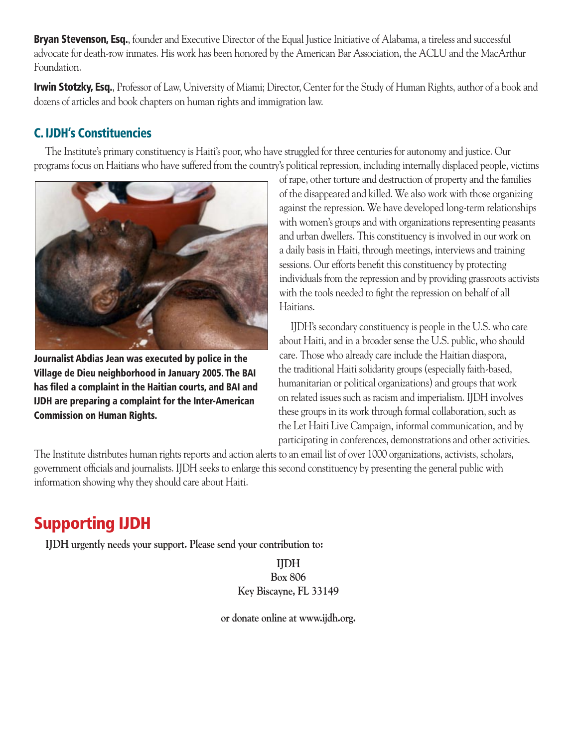**Bryan Stevenson, Esq.**, founder and Executive Director of the Equal Justice Initiative of Alabama, a tireless and successful advocate for death-row inmates. His work has been honored by the American Bar Association, the ACLU and the MacArthur Foundation.

**Irwin Stotzky, Esq.**, Professor of Law, University of Miami; Director, Center for the Study of Human Rights, author of a book and dozens of articles and book chapters on human rights and immigration law.

### C. IJDH's Constituencies

The Institute's primary constituency is Haiti's poor, who have struggled for three centuries for autonomy and justice. Our programs focus on Haitians who have suffered from the country's political repression, including internally displaced people, victims of rape, other torture and destruction of property and the families of the disappeared and killed. We also work with those organizing against the repression. We have developed long-term relationships with women's groups and with organizations representing peasants and urban dwellers. This constituency is involved in our work on a daily basis in Haiti, through meetings, interviews and training sessions. Our efforts benefit this constituency by protecting individuals from the repression and by providing grassroots activists with the tools needed to fight the repression on behalf of all Haitians.

**Journalist Abdias Jean was executed by police in the Village de Dieu neighborhood in January 2005. The BAI has filed a complaint in the Haitian courts, and BAI and IJDH are preparing a complaint for the Inter-American Commission on Human Rights.**

IJDH's secondary constituency is people in the U.S. who care about Haiti, and in a broader sense the U.S. public, who should care. Those who already care include the Haitian diaspora, the traditional Haiti solidarity groups (especially faith-based, humanitarian or political organizations) and groups that work on related issues such as racism and imperialism. IJDH involves these groups in its work through formal collaboration, such as the Let Haiti Live Campaign, informal communication, and by participating in conferences, demonstrations and other activities. The Institute distributes human rights reports and action alerts to an email list of over 1000 organizations, activists, scholars, government officials and journalists. IJDH seeks to enlarge this second constituency by presenting the general public with information showing why they should care about Haiti.

## Supporting IJDH

**IJDH urgently needs your support. Please send your contribution to:**

**IJDH**
**Box 806**
**Key Biscayne, FL 33149**

**or donate online at www.ijdh.org.**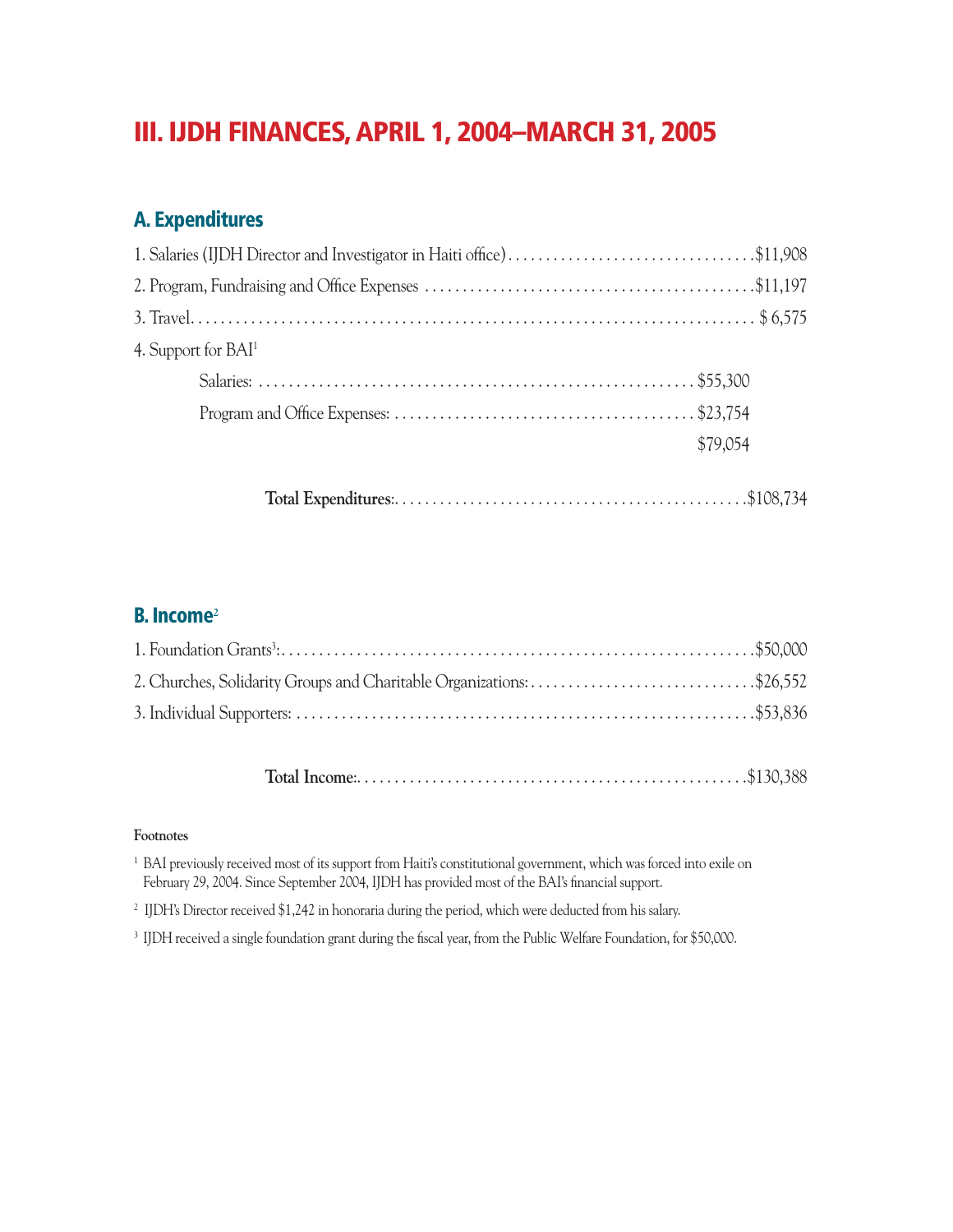# III. IJDH FINANCES, APRIL 1, 2004–MARCH 31, 2005

## A. Expenditures

1. Salaries (IJDH Director and Investigator in Haiti office) ........ $11,908
2. Program, Fundraising and Office Expenses ........ $11,197
3. Travel ........ $ 6,575
4. Support for BAI[1]
   - Salaries: ........ $55,300
   - Program and Office Expenses: ........ $23,754
   - $79,054

**Total Expenditures**: ........ $108,734

## B. Income[2]

1. Foundation Grants[3]: ........ $50,000
2. Churches, Solidarity Groups and Charitable Organizations: ........ $26,552
3. Individual Supporters: ........ $53,836

**Total Income**: ........ $130,388

**Footnotes**

[1] BAI previously received most of its support from Haiti's constitutional government, which was forced into exile on February 29, 2004. Since September 2004, IJDH has provided most of the BAI's financial support.

[2] IJDH's Director received $1,242 in honoraria during the period, which were deducted from his salary.

[3] IJDH received a single foundation grant during the fiscal year, from the Public Welfare Foundation, for $50,000.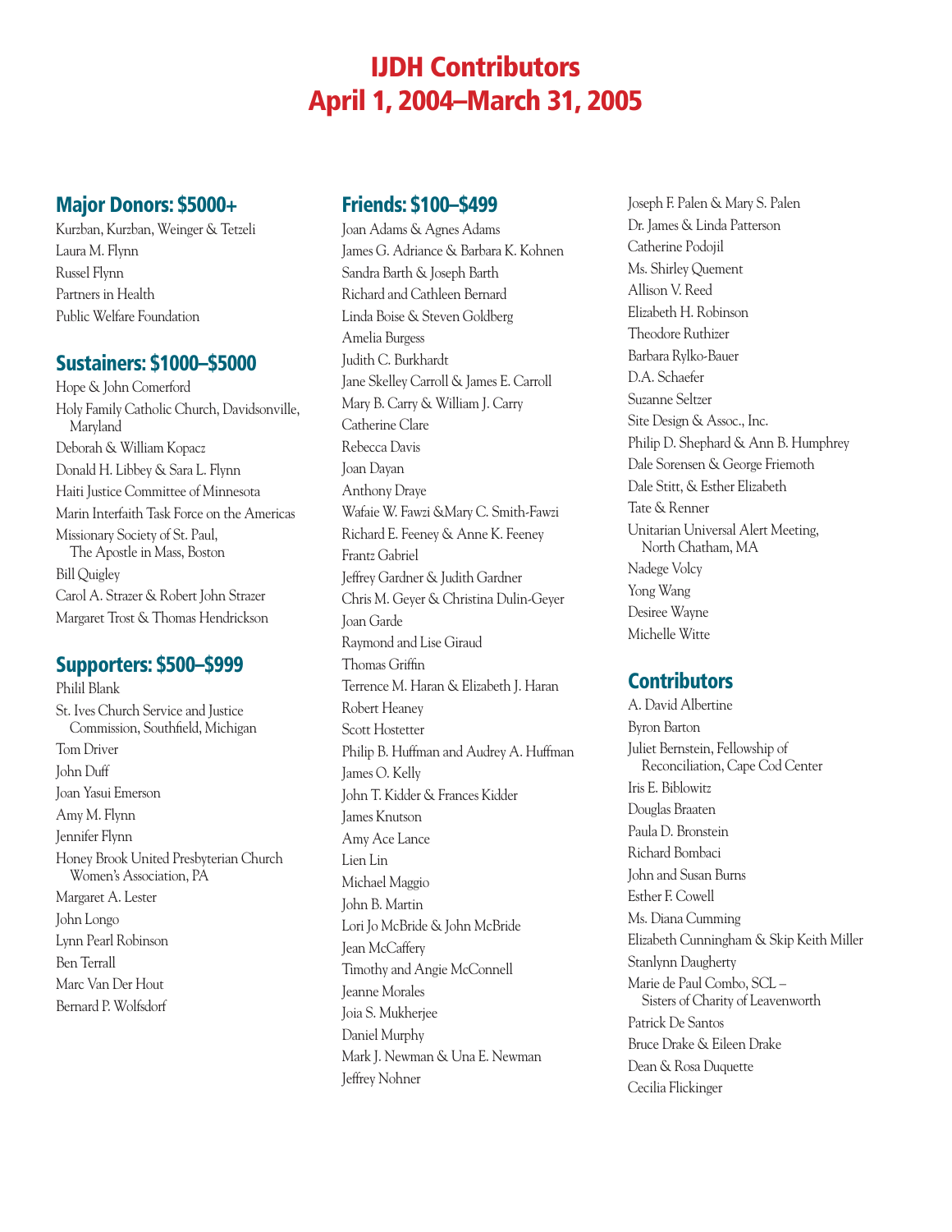# IJDH Contributors
# April 1, 2004–March 31, 2005

## Major Donors: $5000+

Kurzban, Kurzban, Weinger & Tetzeli
Laura M. Flynn
Russel Flynn
Partners in Health
Public Welfare Foundation

## Sustainers: $1000–$5000

Hope & John Comerford
Holy Family Catholic Church, Davidsonville, Maryland
Deborah & William Kopacz
Donald H. Libbey & Sara L. Flynn
Haiti Justice Committee of Minnesota
Marin Interfaith Task Force on the Americas
Missionary Society of St. Paul, The Apostle in Mass, Boston
Bill Quigley
Carol A. Strazer & Robert John Strazer
Margaret Trost & Thomas Hendrickson

## Supporters: $500–$999

Philil Blank
St. Ives Church Service and Justice Commission, Southfield, Michigan
Tom Driver
John Duff
Joan Yasui Emerson
Amy M. Flynn
Jennifer Flynn
Honey Brook United Presbyterian Church Women's Association, PA
Margaret A. Lester
John Longo
Lynn Pearl Robinson
Ben Terrall
Marc Van Der Hout
Bernard P. Wolfsdorf

## Friends: $100–$499

Joan Adams & Agnes Adams
James G. Adriance & Barbara K. Kohnen
Sandra Barth & Joseph Barth
Richard and Cathleen Bernard
Linda Boise & Steven Goldberg
Amelia Burgess
Judith C. Burkhardt
Jane Skelley Carroll & James E. Carroll
Mary B. Carry & William J. Carry
Catherine Clare
Rebecca Davis
Joan Dayan
Anthony Draye
Wafaie W. Fawzi &Mary C. Smith-Fawzi
Richard E. Feeney & Anne K. Feeney
Frantz Gabriel
Jeffrey Gardner & Judith Gardner
Chris M. Geyer & Christina Dulin-Geyer
Joan Garde
Raymond and Lise Giraud
Thomas Griffin
Terrence M. Haran & Elizabeth J. Haran
Robert Heaney
Scott Hostetter
Philip B. Huffman and Audrey A. Huffman
James O. Kelly
John T. Kidder & Frances Kidder
James Knutson
Amy Ace Lance
Lien Lin
Michael Maggio
John B. Martin
Lori Jo McBride & John McBride
Jean McCaffery
Timothy and Angie McConnell
Jeanne Morales
Joia S. Mukherjee
Daniel Murphy
Mark J. Newman & Una E. Newman
Jeffrey Nohner
Joseph F. Palen & Mary S. Palen
Dr. James & Linda Patterson
Catherine Podojil
Ms. Shirley Quement
Allison V. Reed
Elizabeth H. Robinson
Theodore Ruthizer
Barbara Rylko-Bauer
D.A. Schaefer
Suzanne Seltzer
Site Design & Assoc., Inc.
Philip D. Shephard & Ann B. Humphrey
Dale Sorensen & George Friemoth
Dale Stitt, & Esther Elizabeth
Tate & Renner
Unitarian Universal Alert Meeting, North Chatham, MA
Nadege Volcy
Yong Wang
Desiree Wayne
Michelle Witte

## Contributors

A. David Albertine
Byron Barton
Juliet Bernstein, Fellowship of Reconciliation, Cape Cod Center
Iris E. Biblowitz
Douglas Braaten
Paula D. Bronstein
Richard Bombaci
John and Susan Burns
Esther F. Cowell
Ms. Diana Cumming
Elizabeth Cunningham & Skip Keith Miller
Stanlynn Daugherty
Marie de Paul Combo, SCL – Sisters of Charity of Leavenworth
Patrick De Santos
Bruce Drake & Eileen Drake
Dean & Rosa Duquette
Cecilia Flickinger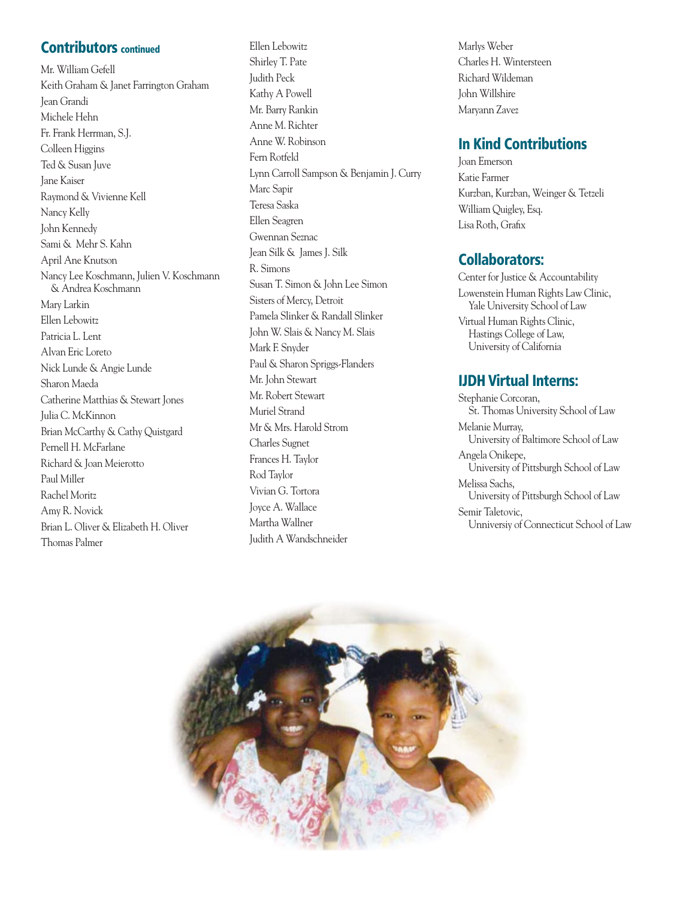## Contributors continued

Mr. William Gefell
Keith Graham & Janet Farrington Graham
Jean Grandi
Michele Hehn
Fr. Frank Herrman, S.J.
Colleen Higgins
Ted & Susan Juve
Jane Kaiser
Raymond & Vivienne Kell
Nancy Kelly
John Kennedy
Sami & Mehr S. Kahn
April Ane Knutson
Nancy Lee Koschmann, Julien V. Koschmann & Andrea Koschmann
Mary Larkin
Ellen Lebowitz
Patricia L. Lent
Alvan Eric Loreto
Nick Lunde & Angie Lunde
Sharon Maeda
Catherine Matthias & Stewart Jones
Julia C. McKinnon
Brian McCarthy & Cathy Quistgard
Pernell H. McFarlane
Richard & Joan Meierotto
Paul Miller
Rachel Moritz
Amy R. Novick
Brian L. Oliver & Elizabeth H. Oliver
Thomas Palmer
Ellen Lebowitz
Shirley T. Pate
Judith Peck
Kathy A Powell
Mr. Barry Rankin
Anne M. Richter
Anne W. Robinson
Fern Rotfeld
Lynn Carroll Sampson & Benjamin J. Curry
Marc Sapir
Teresa Saska
Ellen Seagren
Gwennan Seznac
Jean Silk & James J. Silk
R. Simons
Susan T. Simon & John Lee Simon
Sisters of Mercy, Detroit
Pamela Slinker & Randall Slinker
John W. Slais & Nancy M. Slais
Mark F. Snyder
Paul & Sharon Spriggs-Flanders
Mr. John Stewart
Mr. Robert Stewart
Muriel Strand
Mr & Mrs. Harold Strom
Charles Sugnet
Frances H. Taylor
Rod Taylor
Vivian G. Tortora
Joyce A. Wallace
Martha Wallner
Judith A Wandschneider
Marlys Weber
Charles H. Wintersteen
Richard Wildeman
John Willshire
Maryann Zavez

## In Kind Contributions

Joan Emerson
Katie Farmer
Kurzban, Kurzban, Weinger & Tetzeli
William Quigley, Esq.
Lisa Roth, Grafix

## Collaborators:

Center for Justice & Accountability
Lowenstein Human Rights Law Clinic, Yale University School of Law
Virtual Human Rights Clinic, Hastings College of Law, University of California

## IJDH Virtual Interns:

Stephanie Corcoran, St. Thomas University School of Law
Melanie Murray, University of Baltimore School of Law
Angela Onikepe, University of Pittsburgh School of Law
Melissa Sachs, University of Pittsburgh School of Law
Semir Taletovic, Unniversiy of Connecticut School of Law